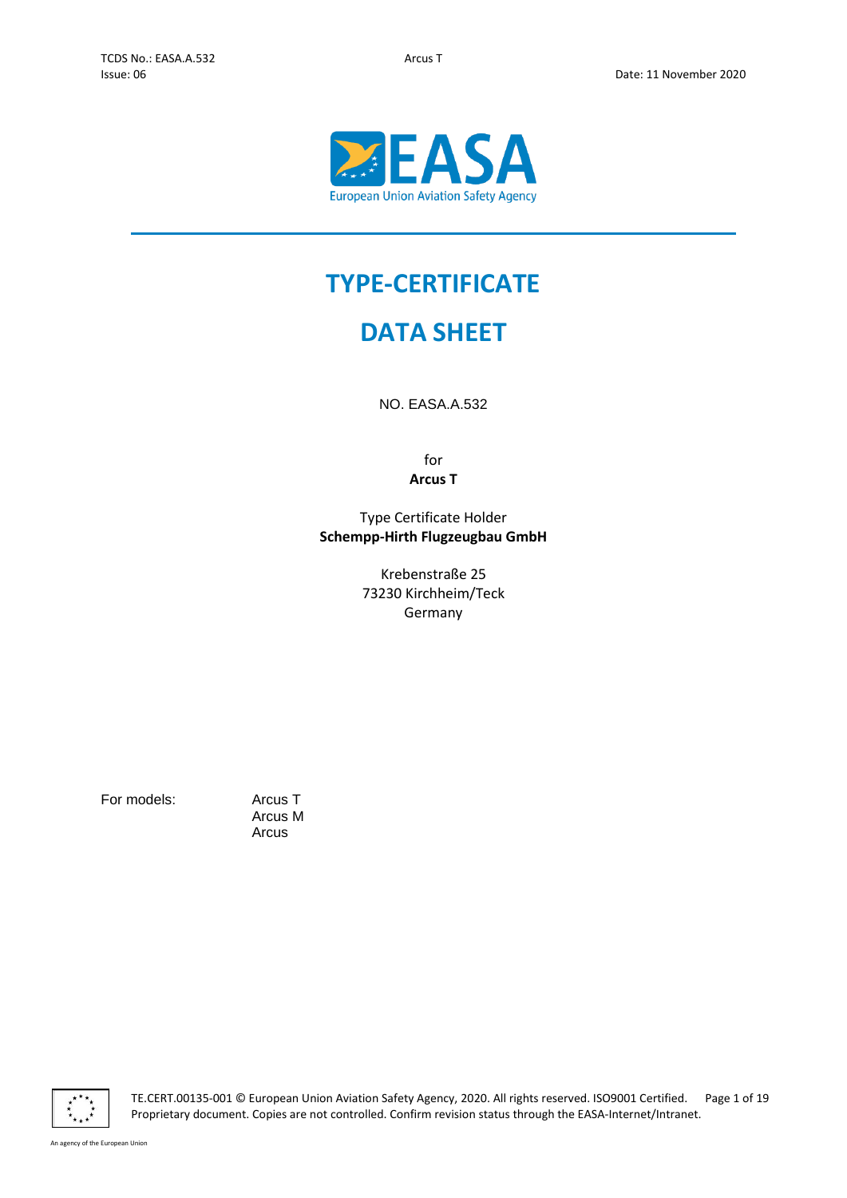# TYPE-CERTIFICATE

# DATA SHEET

NO. EASA.A.532

for

**Arcus T**

Type Certificate Holder

**Schempp-Hirth Flugzeugbau GmbH**

Krebenstraße 25
73230 Kirchheim/Teck
Germany

For models: Arcus T
Arcus M
Arcus

TE.CERT.00135-001 © European Union Aviation Safety Agency, 2020. All rights reserved. ISO9001 Certified.
Proprietary document. Copies are not controlled. Confirm revision status through the EASA-Internet/Intranet.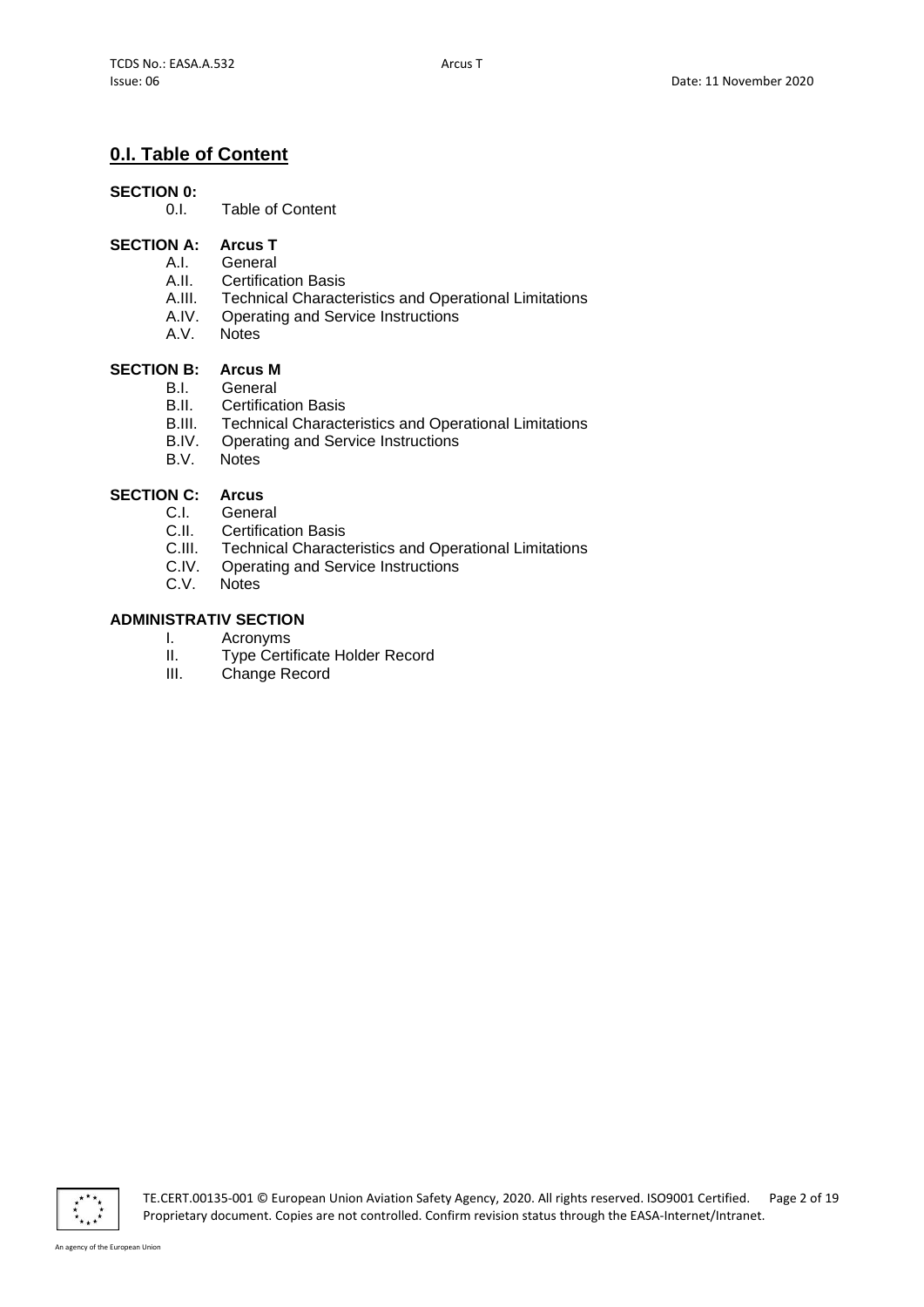## 0.I. Table of Content

**SECTION 0:**

- 0.I. Table of Content

**SECTION A: Arcus T**

- A.I. General
- A.II. Certification Basis
- A.III. Technical Characteristics and Operational Limitations
- A.IV. Operating and Service Instructions
- A.V. Notes

**SECTION B: Arcus M**

- B.I. General
- B.II. Certification Basis
- B.III. Technical Characteristics and Operational Limitations
- B.IV. Operating and Service Instructions
- B.V. Notes

**SECTION C: Arcus**

- C.I. General
- C.II. Certification Basis
- C.III. Technical Characteristics and Operational Limitations
- C.IV. Operating and Service Instructions
- C.V. Notes

**ADMINISTRATIV SECTION**

- I. Acronyms
- II. Type Certificate Holder Record
- III. Change Record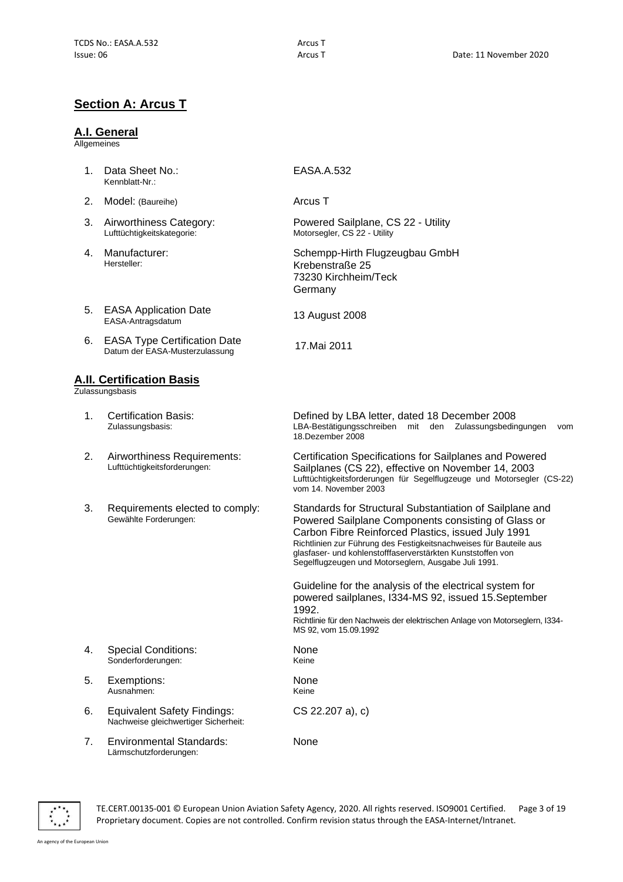## Section A: Arcus T

### A.I. General

Allgemeines

| | | |
|---|---|---|
| 1. | Data Sheet No.:<br>Kennblatt-Nr.: | EASA.A.532 |
| 2. | Model: (Baureihe) | Arcus T |
| 3. | Airworthiness Category:<br>Lufttüchtigkeitskategorie: | Powered Sailplane, CS 22 - Utility<br>Motorsegler, CS 22 - Utility |
| 4. | Manufacturer:<br>Hersteller: | Schempp-Hirth Flugzeugbau GmbH<br>Krebenstraße 25<br>73230 Kirchheim/Teck<br>Germany |
| 5. | EASA Application Date<br>EASA-Antragsdatum | 13 August 2008 |
| 6. | EASA Type Certification Date<br>Datum der EASA-Musterzulassung | 17.Mai 2011 |

### A.II. Certification Basis

Zulassungsbasis

| | | |
|---|---|---|
| 1. | Certification Basis:<br>Zulassungsbasis: | Defined by LBA letter, dated 18 December 2008<br>LBA-Bestätigungsschreiben mit den Zulassungsbedingungen vom 18.Dezember 2008 |
| 2. | Airworthiness Requirements:<br>Lufttüchtigkeitsforderungen: | Certification Specifications for Sailplanes and Powered Sailplanes (CS 22), effective on November 14, 2003<br>Lufttüchtigkeitsforderungen für Segelflugzeuge und Motorsegler (CS-22) vom 14. November 2003 |
| 3. | Requirements elected to comply:<br>Gewählte Forderungen: | Standards for Structural Substantiation of Sailplane and Powered Sailplane Components consisting of Glass or Carbon Fibre Reinforced Plastics, issued July 1991<br>Richtlinien zur Führung des Festigkeitsnachweises für Bauteile aus glasfaser- und kohlenstofffaserverstärkten Kunststoffen von Segelflugzeugen und Motorseglern, Ausgabe Juli 1991.<br><br>Guideline for the analysis of the electrical system for powered sailplanes, I334-MS 92, issued 15.September 1992.<br>Richtlinie für den Nachweis der elektrischen Anlage von Motorseglern, I334-MS 92, vom 15.09.1992 |
| 4. | Special Conditions:<br>Sonderforderungen: | None<br>Keine |
| 5. | Exemptions:<br>Ausnahmen: | None<br>Keine |
| 6. | Equivalent Safety Findings:<br>Nachweise gleichwertiger Sicherheit: | CS 22.207 a), c) |
| 7. | Environmental Standards:<br>Lärmschutzforderungen: | None |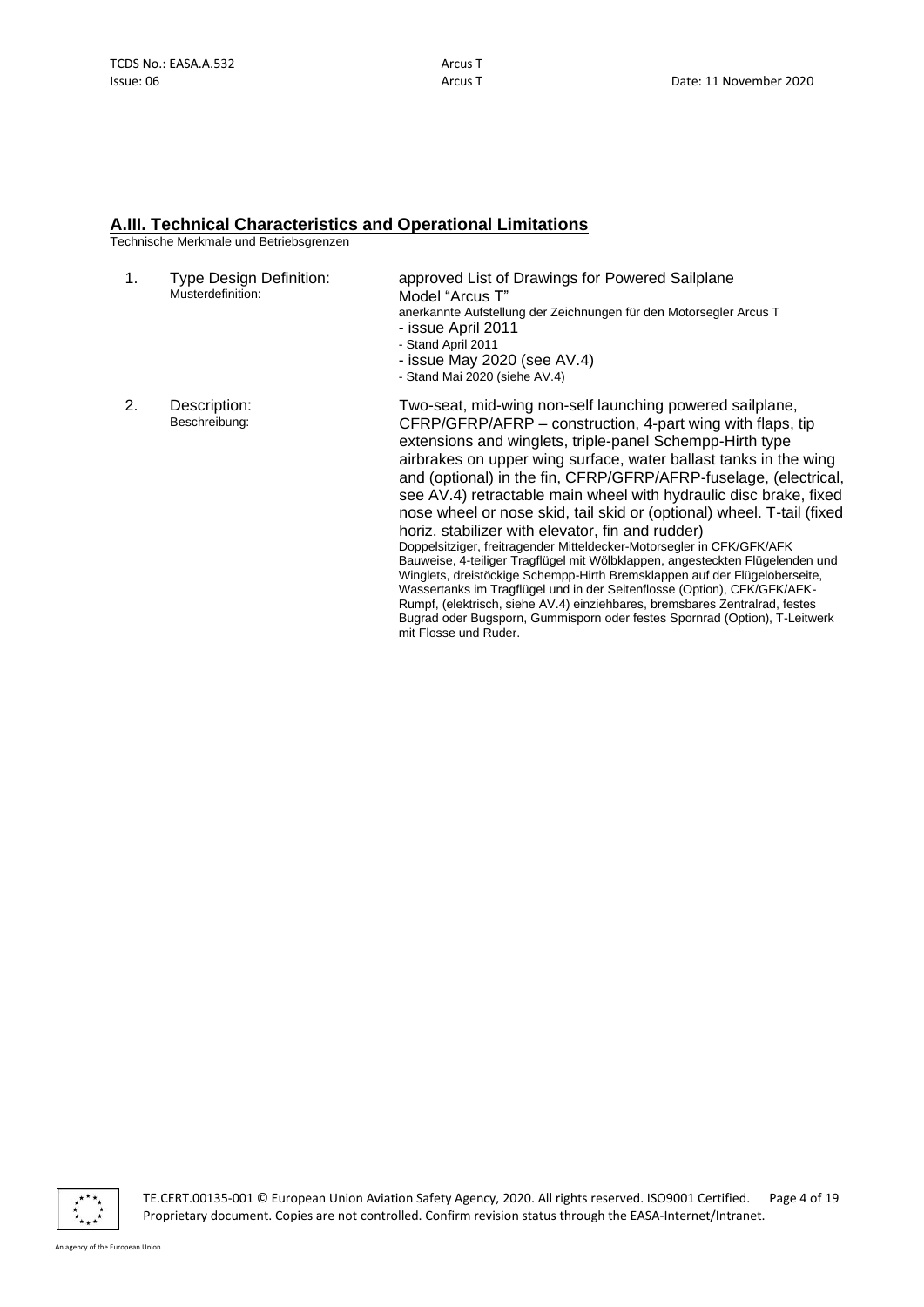## A.III. Technical Characteristics and Operational Limitations

Technische Merkmale und Betriebsgrenzen

1. Type Design Definition:
   Musterdefinition:

   approved List of Drawings for Powered Sailplane Model "Arcus T"
   anerkannte Aufstellung der Zeichnungen für den Motorsegler Arcus T
   - issue April 2011
   - Stand April 2011
   - issue May 2020 (see AV.4)
   - Stand Mai 2020 (siehe AV.4)

2. Description:
   Beschreibung:

   Two-seat, mid-wing non-self launching powered sailplane, CFRP/GFRP/AFRP – construction, 4-part wing with flaps, tip extensions and winglets, triple-panel Schempp-Hirth type airbrakes on upper wing surface, water ballast tanks in the wing and (optional) in the fin, CFRP/GFRP/AFRP-fuselage, (electrical, see AV.4) retractable main wheel with hydraulic disc brake, fixed nose wheel or nose skid, tail skid or (optional) wheel. T-tail (fixed horiz. stabilizer with elevator, fin and rudder)
   Doppelsitziger, freitragender Mitteldecker-Motorsegler in CFK/GFK/AFK Bauweise, 4-teiliger Tragflügel mit Wölbklappen, angesteckten Flügelenden und Winglets, dreistöckige Schempp-Hirth Bremsklappen auf der Flügeloberseite, Wassertanks im Tragflügel und in der Seitenflosse (Option), CFK/GFK/AFK-Rumpf, (elektrisch, siehe AV.4) einziehbares, bremsbares Zentralrad, festes Bugrad oder Bugsporn, Gummisporn oder festes Spornrad (Option), T-Leitwerk mit Flosse und Ruder.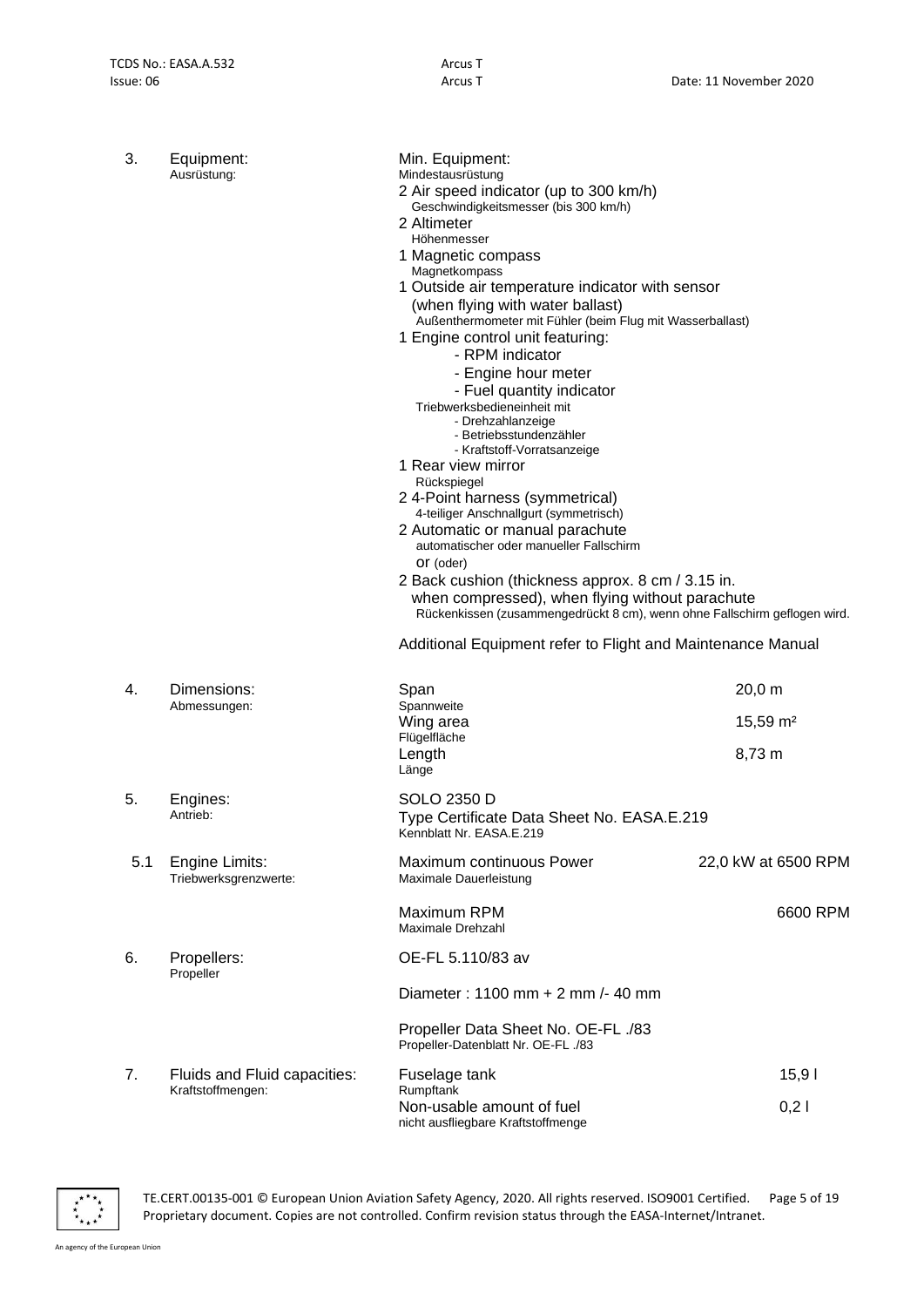| | | | |
|---|---|---|---|
| 3. | Equipment:<br>Ausrüstung: | Min. Equipment:<br>Mindestausrüstung<br>2 Air speed indicator (up to 300 km/h)<br>Geschwindigkeitsmesser (bis 300 km/h)<br>2 Altimeter<br>Höhenmesser<br>1 Magnetic compass<br>Magnetkompass<br>1 Outside air temperature indicator with sensor (when flying with water ballast)<br>Außenthermometer mit Fühler (beim Flug mit Wasserballast)<br>1 Engine control unit featuring:<br>- RPM indicator<br>- Engine hour meter<br>- Fuel quantity indicator<br>Triebwerksbedieneinheit mit<br>- Drehzahlanzeige<br>- Betriebsstundenzähler<br>- Kraftstoff-Vorratsanzeige<br>1 Rear view mirror<br>Rückspiegel<br>2 4-Point harness (symmetrical)<br>4-teiliger Anschnallgurt (symmetrisch)<br>2 Automatic or manual parachute<br>automatischer oder manueller Fallschirm<br>or (oder)<br>2 Back cushion (thickness approx. 8 cm / 3.15 in. when compressed), when flying without parachute<br>Rückenkissen (zusammengedrückt 8 cm), wenn ohne Fallschirm geflogen wird.<br><br>Additional Equipment refer to Flight and Maintenance Manual | |
| 4. | Dimensions:<br>Abmessungen: | Span<br>Spannweite | 20,0 m |
| | | Wing area<br>Flügelfläche | 15,59 m² |
| | | Length<br>Länge | 8,73 m |
| 5. | Engines:<br>Antrieb: | SOLO 2350 D<br>Type Certificate Data Sheet No. EASA.E.219<br>Kennblatt Nr. EASA.E.219 | |
| 5.1 | Engine Limits:<br>Triebwerksgrenzwerte: | Maximum continuous Power<br>Maximale Dauerleistung | 22,0 kW at 6500 RPM |
| | | Maximum RPM<br>Maximale Drehzahl | 6600 RPM |
| 6. | Propellers:<br>Propeller | OE-FL 5.110/83 av<br><br>Diameter : 1100 mm + 2 mm /- 40 mm<br><br>Propeller Data Sheet No. OE-FL ./83<br>Propeller-Datenblatt Nr. OE-FL ./83 | |
| 7. | Fluids and Fluid capacities:<br>Kraftstoffmengen: | Fuselage tank<br>Rumpftank | 15,9 l |
| | | Non-usable amount of fuel<br>nicht ausfliegbare Kraftstoffmenge | 0,2 l |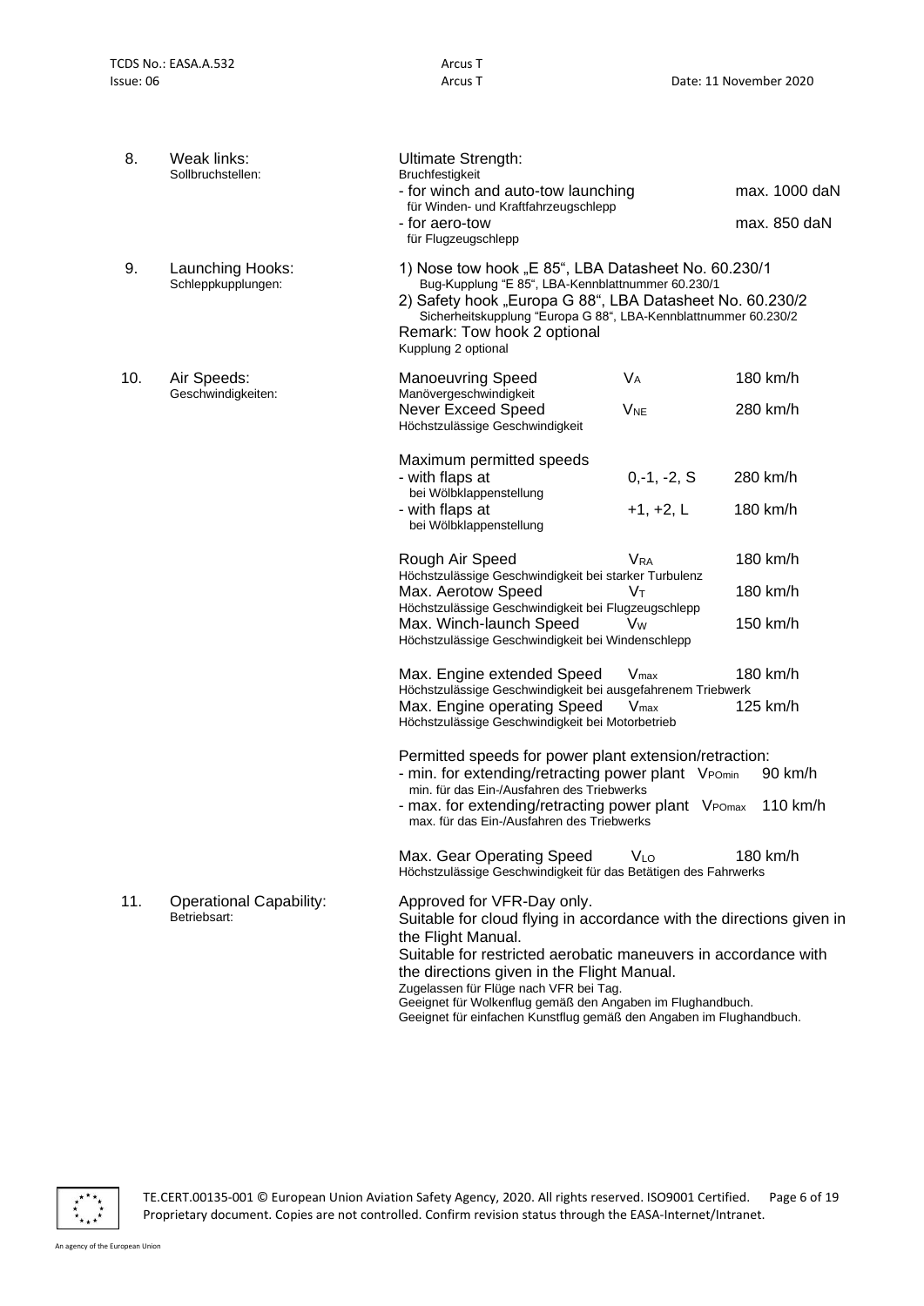| | | | | |
|---|---|---|---|---|
| 8. | Weak links:<br>Sollbruchstellen: | Ultimate Strength:<br>Bruchfestigkeit | | |
| | | - for winch and auto-tow launching<br>für Winden- und Kraftfahrzeugschlepp | | max. 1000 daN |
| | | - for aero-tow<br>für Flugzeugschlepp | | max. 850 daN |
| 9. | Launching Hooks:<br>Schleppkupplungen: | 1) Nose tow hook „E 85", LBA Datasheet No. 60.230/1<br>Bug-Kupplung "E 85", LBA-Kennblattnummer 60.230/1<br>2) Safety hook „Europa G 88", LBA Datasheet No. 60.230/2<br>Sicherheitskupplung "Europa G 88", LBA-Kennblattnummer 60.230/2<br>Remark: Tow hook 2 optional<br>Kupplung 2 optional | | |
| 10. | Air Speeds:<br>Geschwindigkeiten: | Manoeuvring Speed<br>Manövergeschwindigkeit | $V_A$ | 180 km/h |
| | | Never Exceed Speed<br>Höchstzulässige Geschwindigkeit | $V_{NE}$ | 280 km/h |
| | | Maximum permitted speeds<br>- with flaps at<br>bei Wölbklappenstellung | 0,-1, -2, S | 280 km/h |
| | | - with flaps at<br>bei Wölbklappenstellung | +1, +2, L | 180 km/h |
| | | Rough Air Speed<br>Höchstzulässige Geschwindigkeit bei starker Turbulenz | $V_{RA}$ | 180 km/h |
| | | Max. Aerotow Speed<br>Höchstzulässige Geschwindigkeit bei Flugzeugschlepp | $V_T$ | 180 km/h |
| | | Max. Winch-launch Speed<br>Höchstzulässige Geschwindigkeit bei Windenschlepp | $V_W$ | 150 km/h |
| | | Max. Engine extended Speed<br>Höchstzulässige Geschwindigkeit bei ausgefahrenem Triebwerk | $V_{max}$ | 180 km/h |
| | | Max. Engine operating Speed<br>Höchstzulässige Geschwindigkeit bei Motorbetrieb | $V_{max}$ | 125 km/h |
| | | Permitted speeds for power plant extension/retraction:<br>- min. for extending/retracting power plant<br>min. für das Ein-/Ausfahren des Triebwerks | $V_{POmin}$ | 90 km/h |
| | | - max. for extending/retracting power plant<br>max. für das Ein-/Ausfahren des Triebwerks | $V_{POmax}$ | 110 km/h |
| | | Max. Gear Operating Speed<br>Höchstzulässige Geschwindigkeit für das Betätigen des Fahrwerks | $V_{LO}$ | 180 km/h |
| 11. | Operational Capability:<br>Betriebsart: | Approved for VFR-Day only.<br>Suitable for cloud flying in accordance with the directions given in the Flight Manual.<br>Suitable for restricted aerobatic maneuvers in accordance with the directions given in the Flight Manual.<br>Zugelassen für Flüge nach VFR bei Tag.<br>Geeignet für Wolkenflug gemäß den Angaben im Flughandbuch.<br>Geeignet für einfachen Kunstflug gemäß den Angaben im Flughandbuch. | | |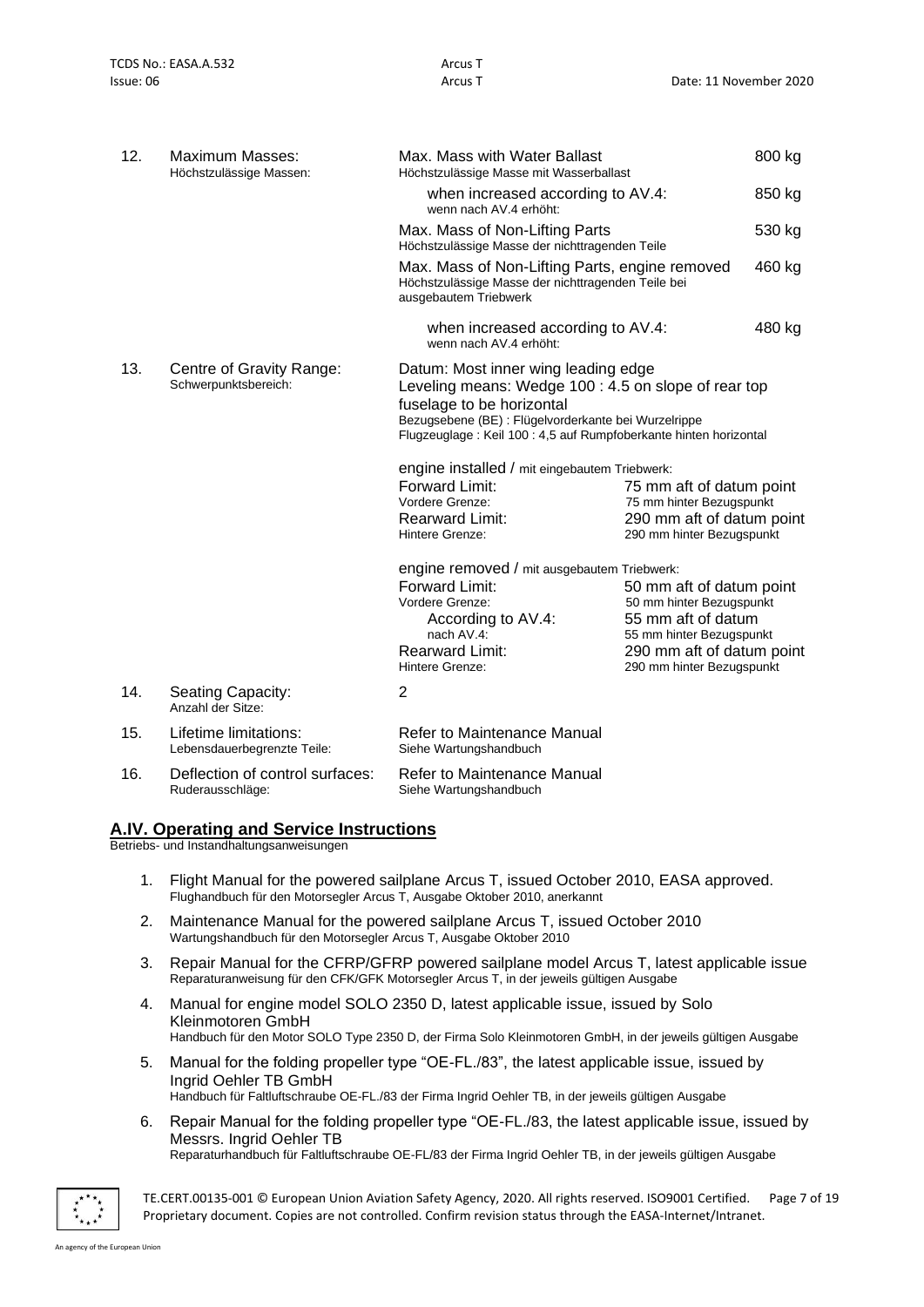| | | | |
|---|---|---|---|
| 12. | Maximum Masses:<br>Höchstzulässige Massen: | Max. Mass with Water Ballast<br>Höchstzulässige Masse mit Wasserballast | 800 kg |
| | | when increased according to AV.4:<br>wenn nach AV.4 erhöht: | 850 kg |
| | | Max. Mass of Non-Lifting Parts<br>Höchstzulässige Masse der nichttragenden Teile | 530 kg |
| | | Max. Mass of Non-Lifting Parts, engine removed<br>Höchstzulässige Masse der nichttragenden Teile bei ausgebautem Triebwerk | 460 kg |
| | | when increased according to AV.4:<br>wenn nach AV.4 erhöht: | 480 kg |

13. Centre of Gravity Range:
Schwerpunktsbereich:

Datum: Most inner wing leading edge
Leveling means: Wedge 100 : 4.5 on slope of rear top fuselage to be horizontal
Bezugsebene (BE) : Flügelvorderkante bei Wurzelrippe
Flugzeuglage : Keil 100 : 4,5 auf Rumpfoberkante hinten horizontal

engine installed / mit eingebautem Triebwerk:

| | |
|---|---|
| Forward Limit:<br>Vordere Grenze: | 75 mm aft of datum point<br>75 mm hinter Bezugspunkt |
| Rearward Limit:<br>Hintere Grenze: | 290 mm aft of datum point<br>290 mm hinter Bezugspunkt |

engine removed / mit ausgebautem Triebwerk:

| | |
|---|---|
| Forward Limit:<br>Vordere Grenze: | 50 mm aft of datum point<br>50 mm hinter Bezugspunkt |
| According to AV.4:<br>nach AV.4: | 55 mm aft of datum<br>55 mm hinter Bezugspunkt |
| Rearward Limit:<br>Hintere Grenze: | 290 mm aft of datum point<br>290 mm hinter Bezugspunkt |

| | | |
|---|---|---|
| 14. | Seating Capacity:<br>Anzahl der Sitze: | 2 |
| 15. | Lifetime limitations:<br>Lebensdauerbegrenzte Teile: | Refer to Maintenance Manual<br>Siehe Wartungshandbuch |
| 16. | Deflection of control surfaces:<br>Ruderausschläge: | Refer to Maintenance Manual<br>Siehe Wartungshandbuch |

## A.IV. Operating and Service Instructions

Betriebs- und Instandhaltungsanweisungen

1. Flight Manual for the powered sailplane Arcus T, issued October 2010, EASA approved.
   Flughandbuch für den Motorsegler Arcus T, Ausgabe Oktober 2010, anerkannt
2. Maintenance Manual for the powered sailplane Arcus T, issued October 2010
   Wartungshandbuch für den Motorsegler Arcus T, Ausgabe Oktober 2010
3. Repair Manual for the CFRP/GFRP powered sailplane model Arcus T, latest applicable issue
   Reparaturanweisung für den CFK/GFK Motorsegler Arcus T, in der jeweils gültigen Ausgabe
4. Manual for engine model SOLO 2350 D, latest applicable issue, issued by Solo Kleinmotoren GmbH
   Handbuch für den Motor SOLO Type 2350 D, der Firma Solo Kleinmotoren GmbH, in der jeweils gültigen Ausgabe
5. Manual for the folding propeller type "OE-FL./83", the latest applicable issue, issued by Ingrid Oehler TB GmbH
   Handbuch für Faltluftschraube OE-FL./83 der Firma Ingrid Oehler TB, in der jeweils gültigen Ausgabe
6. Repair Manual for the folding propeller type "OE-FL./83, the latest applicable issue, issued by Messrs. Ingrid Oehler TB
   Reparaturhandbuch für Faltluftschraube OE-FL/83 der Firma Ingrid Oehler TB, in der jeweils gültigen Ausgabe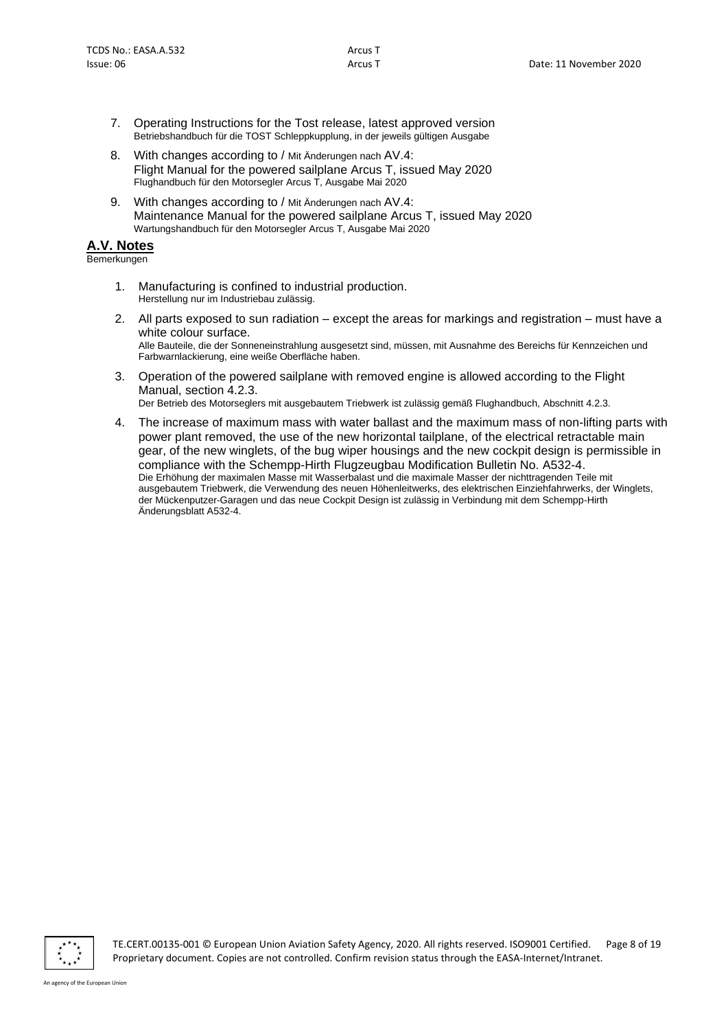7. Operating Instructions for the Tost release, latest approved version
   Betriebshandbuch für die TOST Schleppkupplung, in der jeweils gültigen Ausgabe
8. With changes according to / Mit Änderungen nach AV.4:
   Flight Manual for the powered sailplane Arcus T, issued May 2020
   Flughandbuch für den Motorsegler Arcus T, Ausgabe Mai 2020
9. With changes according to / Mit Änderungen nach AV.4:
   Maintenance Manual for the powered sailplane Arcus T, issued May 2020
   Wartungshandbuch für den Motorsegler Arcus T, Ausgabe Mai 2020

## A.V. Notes

Bemerkungen

1. Manufacturing is confined to industrial production.
   Herstellung nur im Industriebau zulässig.
2. All parts exposed to sun radiation – except the areas for markings and registration – must have a white colour surface.
   Alle Bauteile, die der Sonneneinstrahlung ausgesetzt sind, müssen, mit Ausnahme des Bereichs für Kennzeichen und Farbwarnlackierung, eine weiße Oberfläche haben.
3. Operation of the powered sailplane with removed engine is allowed according to the Flight Manual, section 4.2.3.
   Der Betrieb des Motorseglers mit ausgebautem Triebwerk ist zulässig gemäß Flughandbuch, Abschnitt 4.2.3.
4. The increase of maximum mass with water ballast and the maximum mass of non-lifting parts with power plant removed, the use of the new horizontal tailplane, of the electrical retractable main gear, of the new winglets, of the bug wiper housings and the new cockpit design is permissible in compliance with the Schempp-Hirth Flugzeugbau Modification Bulletin No. A532-4.
   Die Erhöhung der maximalen Masse mit Wasserbalast und die maximale Masser der nichttragenden Teile mit ausgebautem Triebwerk, die Verwendung des neuen Höhenleitwerks, des elektrischen Einziehfahrwerks, der Winglets, der Mückenputzer-Garagen und das neue Cockpit Design ist zulässig in Verbindung mit dem Schempp-Hirth Änderungsblatt A532-4.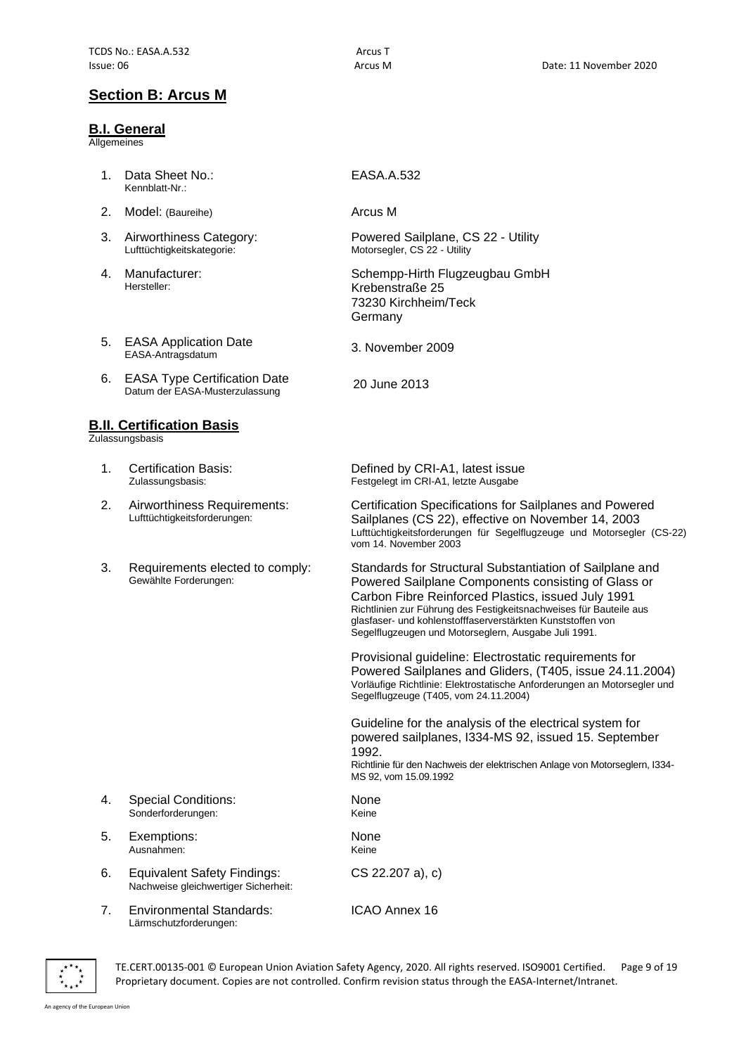## Section B: Arcus M

### B.I. General

Allgemeines

| | | |
|---|---|---|
| 1. | Data Sheet No.:<br>Kennblatt-Nr.: | EASA.A.532 |
| 2. | Model: (Baureihe) | Arcus M |
| 3. | Airworthiness Category:<br>Lufttüchtigkeitskategorie: | Powered Sailplane, CS 22 - Utility<br>Motorsegler, CS 22 - Utility |
| 4. | Manufacturer:<br>Hersteller: | Schempp-Hirth Flugzeugbau GmbH<br>Krebenstraße 25<br>73230 Kirchheim/Teck<br>Germany |
| 5. | EASA Application Date<br>EASA-Antragsdatum | 3. November 2009 |
| 6. | EASA Type Certification Date<br>Datum der EASA-Musterzulassung | 20 June 2013 |

### B.II. Certification Basis

Zulassungsbasis

| | | |
|---|---|---|
| 1. | Certification Basis:<br>Zulassungsbasis: | Defined by CRI-A1, latest issue<br>Festgelegt im CRI-A1, letzte Ausgabe |
| 2. | Airworthiness Requirements:<br>Lufttüchtigkeitsforderungen: | Certification Specifications for Sailplanes and Powered Sailplanes (CS 22), effective on November 14, 2003<br>Lufttüchtigkeitsforderungen für Segelflugzeuge und Motorsegler (CS-22) vom 14. November 2003 |
| 3. | Requirements elected to comply:<br>Gewählte Forderungen: | Standards for Structural Substantiation of Sailplane and Powered Sailplane Components consisting of Glass or Carbon Fibre Reinforced Plastics, issued July 1991<br>Richtlinien zur Führung des Festigkeitsnachweises für Bauteile aus glasfaser- und kohlenstofffaserverstärkten Kunststoffen von Segelflugzeugen und Motorseglern, Ausgabe Juli 1991.<br><br>Provisional guideline: Electrostatic requirements for Powered Sailplanes and Gliders, (T405, issue 24.11.2004)<br>Vorläufige Richtlinie: Elektrostatische Anforderungen an Motorsegler und Segelflugzeuge (T405, vom 24.11.2004)<br><br>Guideline for the analysis of the electrical system for powered sailplanes, I334-MS 92, issued 15. September 1992.<br>Richtlinie für den Nachweis der elektrischen Anlage von Motorseglern, I334-MS 92, vom 15.09.1992 |
| 4. | Special Conditions:<br>Sonderforderungen: | None<br>Keine |
| 5. | Exemptions:<br>Ausnahmen: | None<br>Keine |
| 6. | Equivalent Safety Findings:<br>Nachweise gleichwertiger Sicherheit: | CS 22.207 a), c) |
| 7. | Environmental Standards:<br>Lärmschutzforderungen: | ICAO Annex 16 |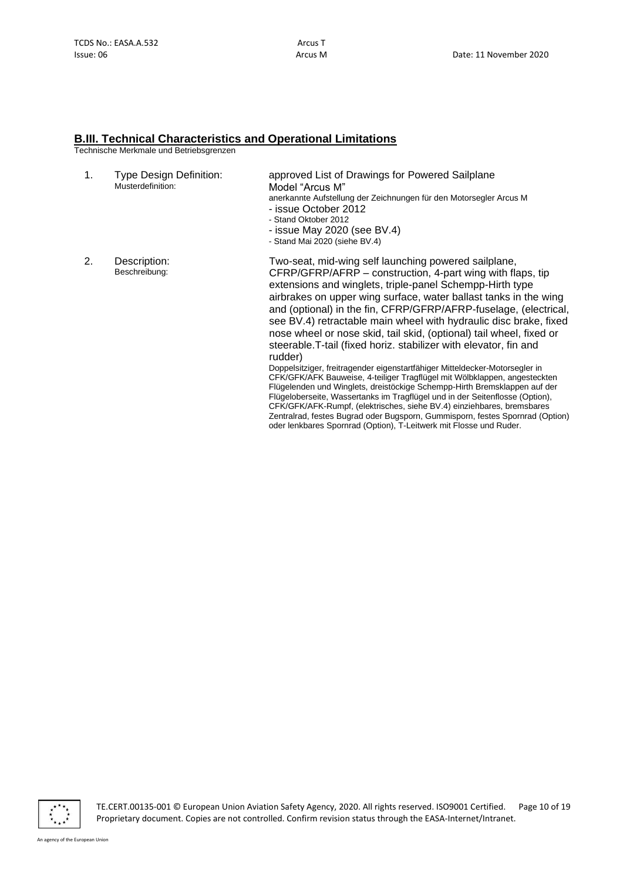## B.III. Technical Characteristics and Operational Limitations

Technische Merkmale und Betriebsgrenzen

1. Type Design Definition:
   Musterdefinition:

   approved List of Drawings for Powered Sailplane Model "Arcus M"
   anerkannte Aufstellung der Zeichnungen für den Motorsegler Arcus M
   - issue October 2012
   - Stand Oktober 2012
   - issue May 2020 (see BV.4)
   - Stand Mai 2020 (siehe BV.4)

2. Description:
   Beschreibung:

   Two-seat, mid-wing self launching powered sailplane, CFRP/GFRP/AFRP – construction, 4-part wing with flaps, tip extensions and winglets, triple-panel Schempp-Hirth type airbrakes on upper wing surface, water ballast tanks in the wing and (optional) in the fin, CFRP/GFRP/AFRP-fuselage, (electrical, see BV.4) retractable main wheel with hydraulic disc brake, fixed nose wheel or nose skid, tail skid, (optional) tail wheel, fixed or steerable.T-tail (fixed horiz. stabilizer with elevator, fin and rudder)

   Doppelsitziger, freitragender eigenstartfähiger Mitteldecker-Motorsegler in CFK/GFK/AFK Bauweise, 4-teiliger Tragflügel mit Wölbklappen, angesteckten Flügelenden und Winglets, dreistöckige Schempp-Hirth Bremsklappen auf der Flügeloberseite, Wassertanks im Tragflügel und in der Seitenflosse (Option), CFK/GFK/AFK-Rumpf, (elektrisches, siehe BV.4) einziehbares, bremsbares Zentralrad, festes Bugrad oder Bugsporn, Gummisporn, festes Spornrad (Option) oder lenkbares Spornrad (Option), T-Leitwerk mit Flosse und Ruder.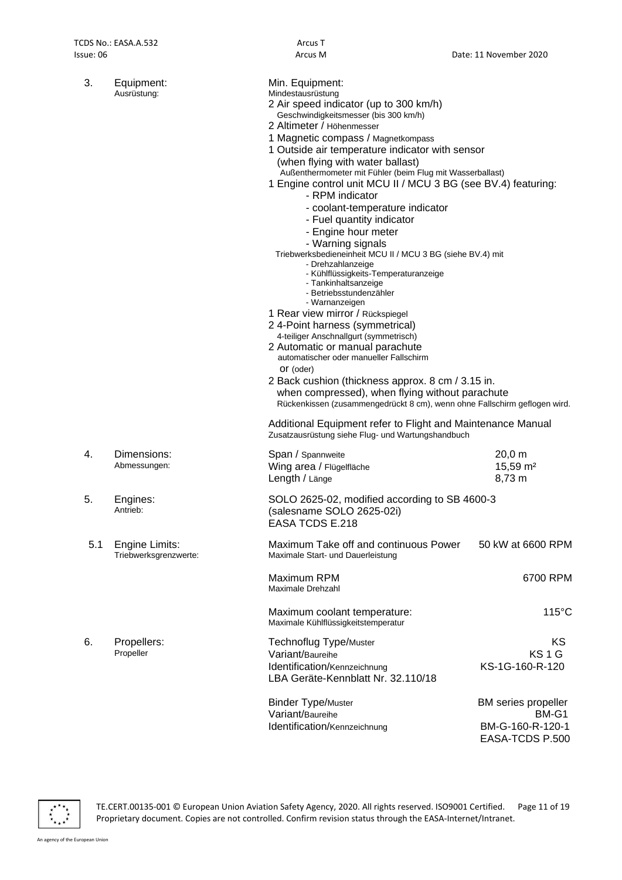| | | | |
|---|---|---|---|
| 3. | Equipment:<br>Ausrüstung: | Min. Equipment:<br>Mindestausrüstung<br>2 Air speed indicator (up to 300 km/h)<br>Geschwindigkeitsmesser (bis 300 km/h)<br>2 Altimeter / Höhenmesser<br>1 Magnetic compass / Magnetkompass<br>1 Outside air temperature indicator with sensor (when flying with water ballast)<br>Außenthermometer mit Fühler (beim Flug mit Wasserballast)<br>1 Engine control unit MCU II / MCU 3 BG (see BV.4) featuring:<br>- RPM indicator<br>- coolant-temperature indicator<br>- Fuel quantity indicator<br>- Engine hour meter<br>- Warning signals<br>Triebwerksbedieneinheit MCU II / MCU 3 BG (siehe BV.4) mit<br>- Drehzahlanzeige<br>- Kühlflüssigkeits-Temperaturanzeige<br>- Tankinhaltsanzeige<br>- Betriebsstundenzähler<br>- Warnanzeigen<br>1 Rear view mirror / Rückspiegel<br>2 4-Point harness (symmetrical)<br>4-teiliger Anschnallgurt (symmetrisch)<br>2 Automatic or manual parachute<br>automatischer oder manueller Fallschirm<br>or (oder)<br>2 Back cushion (thickness approx. 8 cm / 3.15 in. when compressed), when flying without parachute<br>Rückenkissen (zusammengedrückt 8 cm), wenn ohne Fallschirm geflogen wird.<br><br>Additional Equipment refer to Flight and Maintenance Manual<br>Zusatzausrüstung siehe Flug- und Wartungshandbuch | |
| 4. | Dimensions:<br>Abmessungen: | Span / Spannweite<br>Wing area / Flügelfläche<br>Length / Länge | 20,0 m<br>15,59 m²<br>8,73 m |
| 5. | Engines:<br>Antrieb: | SOLO 2625-02, modified according to SB 4600-3 (salesname SOLO 2625-02i)<br>EASA TCDS E.218 | |
| 5.1 | Engine Limits:<br>Triebwerksgrenzwerte: | Maximum Take off and continuous Power<br>Maximale Start- und Dauerleistung | 50 kW at 6600 RPM |
| | | Maximum RPM<br>Maximale Drehzahl | 6700 RPM |
| | | Maximum coolant temperature:<br>Maximale Kühlflüssigkeitstemperatur | 115°C |
| 6. | Propellers:<br>Propeller | Technoflug Type/Muster<br>Variant/Baureihe<br>Identification/Kennzeichnung<br>LBA Geräte-Kennblatt Nr. 32.110/18 | KS<br>KS 1 G<br>KS-1G-160-R-120 |
| | | Binder Type/Muster<br>Variant/Baureihe<br>Identification/Kennzeichnung | BM series propeller<br>BM-G1<br>BM-G-160-R-120-1<br>EASA-TCDS P.500 |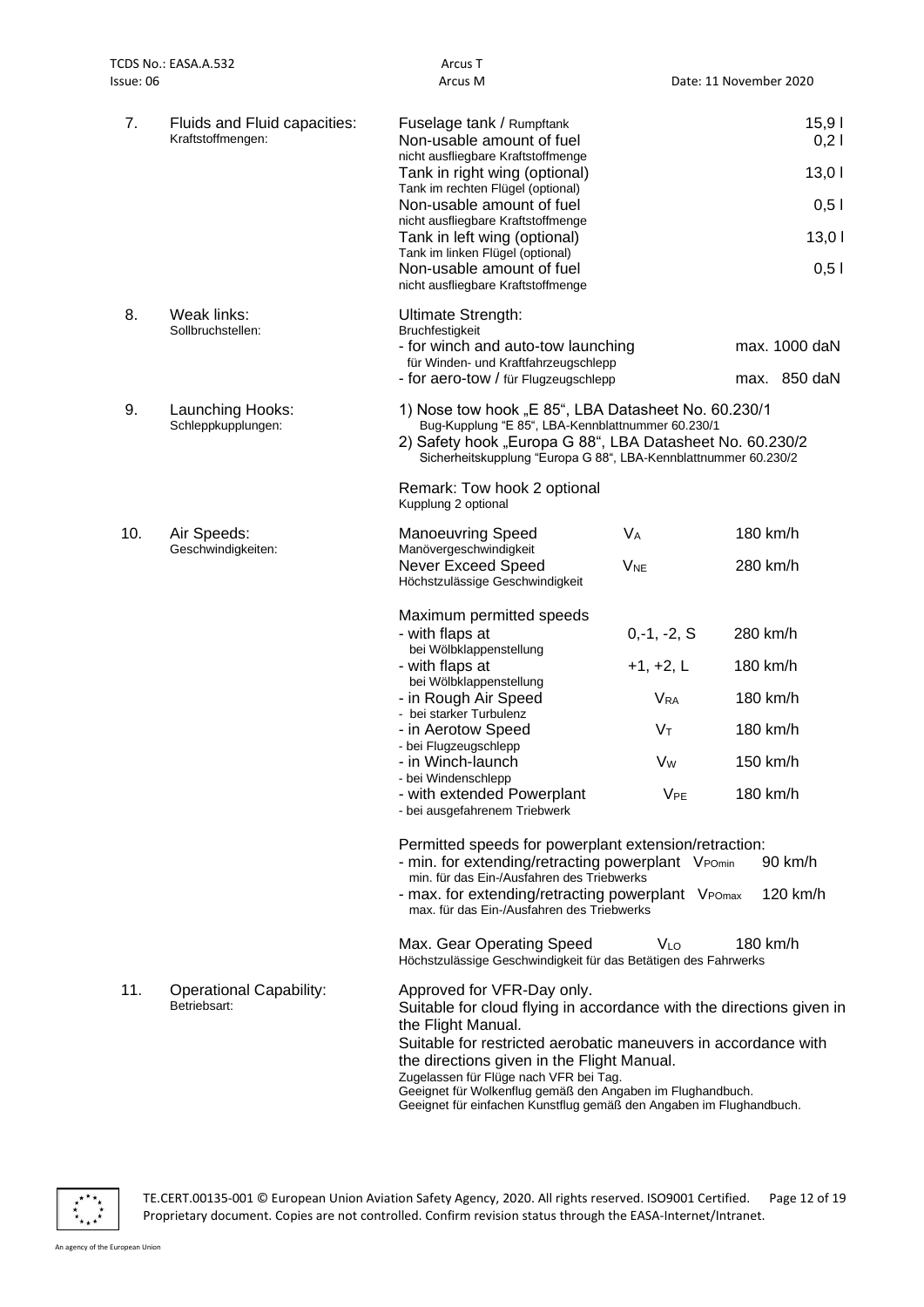| | | | | |
|---|---|---|---|---|
| 7. | Fluids and Fluid capacities:<br>Kraftstoffmengen: | Fuselage tank / Rumpftank | | 15,9 l |
| | | Non-usable amount of fuel<br>nicht ausfliegbare Kraftstoffmenge | | 0,2 l |
| | | Tank in right wing (optional)<br>Tank im rechten Flügel (optional) | | 13,0 l |
| | | Non-usable amount of fuel<br>nicht ausfliegbare Kraftstoffmenge | | 0,5 l |
| | | Tank in left wing (optional)<br>Tank im linken Flügel (optional) | | 13,0 l |
| | | Non-usable amount of fuel<br>nicht ausfliegbare Kraftstoffmenge | | 0,5 l |
| 8. | Weak links:<br>Sollbruchstellen: | Ultimate Strength:<br>Bruchfestigkeit | | |
| | | - for winch and auto-tow launching<br>für Winden- und Kraftfahrzeugschlepp | | max. 1000 daN |
| | | - for aero-tow / für Flugzeugschlepp | | max. 850 daN |
| 9. | Launching Hooks:<br>Schleppkupplungen: | 1) Nose tow hook „E 85“, LBA Datasheet No. 60.230/1<br>Bug-Kupplung "E 85“, LBA-Kennblattnummer 60.230/1<br>2) Safety hook „Europa G 88“, LBA Datasheet No. 60.230/2<br>Sicherheitskupplung "Europa G 88“, LBA-Kennblattnummer 60.230/2<br><br>Remark: Tow hook 2 optional<br>Kupplung 2 optional | | |
| 10. | Air Speeds:<br>Geschwindigkeiten: | Manoeuvring Speed<br>Manövergeschwindigkeit | $V_A$ | 180 km/h |
| | | Never Exceed Speed<br>Höchstzulässige Geschwindigkeit | $V_{NE}$ | 280 km/h |
| | | Maximum permitted speeds | | |
| | | - with flaps at<br>bei Wölbklappenstellung | 0,-1, -2, S | 280 km/h |
| | | - with flaps at<br>bei Wölbklappenstellung | +1, +2, L | 180 km/h |
| | | - in Rough Air Speed<br>- bei starker Turbulenz | $V_{RA}$ | 180 km/h |
| | | - in Aerotow Speed<br>- bei Flugzeugschlepp | $V_T$ | 180 km/h |
| | | - in Winch-launch<br>- bei Windenschlepp | $V_W$ | 150 km/h |
| | | - with extended Powerplant<br>- bei ausgefahrenem Triebwerk | $V_{PE}$ | 180 km/h |
| | | Permitted speeds for powerplant extension/retraction: | | |
| | | - min. for extending/retracting powerplant<br>min. für das Ein-/Ausfahren des Triebwerks | $V_{POmin}$ | 90 km/h |
| | | - max. for extending/retracting powerplant<br>max. für das Ein-/Ausfahren des Triebwerks | $V_{POmax}$ | 120 km/h |
| | | Max. Gear Operating Speed<br>Höchstzulässige Geschwindigkeit für das Betätigen des Fahrwerks | $V_{LO}$ | 180 km/h |
| 11. | Operational Capability:<br>Betriebsart: | Approved for VFR-Day only.<br>Suitable for cloud flying in accordance with the directions given in the Flight Manual.<br>Suitable for restricted aerobatic maneuvers in accordance with the directions given in the Flight Manual.<br>Zugelassen für Flüge nach VFR bei Tag.<br>Geeignet für Wolkenflug gemäß den Angaben im Flughandbuch.<br>Geeignet für einfachen Kunstflug gemäß den Angaben im Flughandbuch. | | |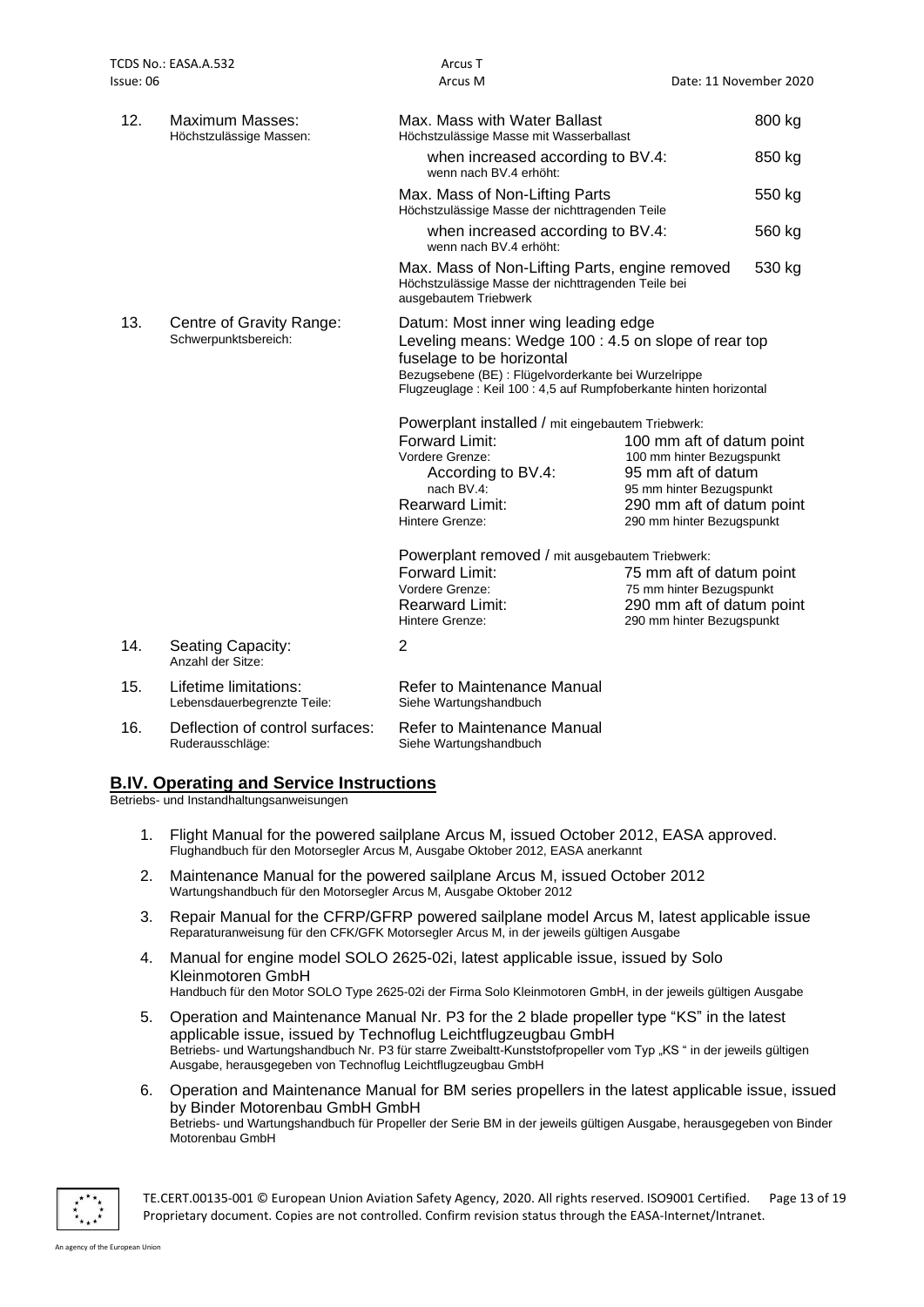| | | | |
|---|---|---|---|
| 12. | Maximum Masses:<br>Höchstzulässige Massen: | Max. Mass with Water Ballast<br>Höchstzulässige Masse mit Wasserballast | 800 kg |
| | | when increased according to BV.4:<br>wenn nach BV.4 erhöht: | 850 kg |
| | | Max. Mass of Non-Lifting Parts<br>Höchstzulässige Masse der nichttragenden Teile | 550 kg |
| | | when increased according to BV.4:<br>wenn nach BV.4 erhöht: | 560 kg |
| | | Max. Mass of Non-Lifting Parts, engine removed<br>Höchstzulässige Masse der nichttragenden Teile bei ausgebautem Triebwerk | 530 kg |

13. Centre of Gravity Range:
Schwerpunktsbereich:

Datum: Most inner wing leading edge
Leveling means: Wedge 100 : 4.5 on slope of rear top fuselage to be horizontal
Bezugsebene (BE) : Flügelvorderkante bei Wurzelrippe
Flugzeuglage : Keil 100 : 4,5 auf Rumpfoberkante hinten horizontal

Powerplant installed / mit eingebautem Triebwerk:

| | |
|---|---|
| Forward Limit:<br>Vordere Grenze: | 100 mm aft of datum point<br>100 mm hinter Bezugspunkt |
| According to BV.4:<br>nach BV.4: | 95 mm aft of datum<br>95 mm hinter Bezugspunkt |
| Rearward Limit:<br>Hintere Grenze: | 290 mm aft of datum point<br>290 mm hinter Bezugspunkt |

Powerplant removed / mit ausgebautem Triebwerk:

| | |
|---|---|
| Forward Limit:<br>Vordere Grenze: | 75 mm aft of datum point<br>75 mm hinter Bezugspunkt |
| Rearward Limit:<br>Hintere Grenze: | 290 mm aft of datum point<br>290 mm hinter Bezugspunkt |

| | | |
|---|---|---|
| 14. | Seating Capacity:<br>Anzahl der Sitze: | 2 |
| 15. | Lifetime limitations:<br>Lebensdauerbegrenzte Teile: | Refer to Maintenance Manual<br>Siehe Wartungshandbuch |
| 16. | Deflection of control surfaces:<br>Ruderausschläge: | Refer to Maintenance Manual<br>Siehe Wartungshandbuch |

## B.IV. Operating and Service Instructions

Betriebs- und Instandhaltungsanweisungen

1. Flight Manual for the powered sailplane Arcus M, issued October 2012, EASA approved.
   Flughandbuch für den Motorsegler Arcus M, Ausgabe Oktober 2012, EASA anerkannt
2. Maintenance Manual for the powered sailplane Arcus M, issued October 2012
   Wartungshandbuch für den Motorsegler Arcus M, Ausgabe Oktober 2012
3. Repair Manual for the CFRP/GFRP powered sailplane model Arcus M, latest applicable issue
   Reparaturanweisung für den CFK/GFK Motorsegler Arcus M, in der jeweils gültigen Ausgabe
4. Manual for engine model SOLO 2625-02i, latest applicable issue, issued by Solo Kleinmotoren GmbH
   Handbuch für den Motor SOLO Type 2625-02i der Firma Solo Kleinmotoren GmbH, in der jeweils gültigen Ausgabe
5. Operation and Maintenance Manual Nr. P3 for the 2 blade propeller type "KS" in the latest applicable issue, issued by Technoflug Leichtflugzeugbau GmbH
   Betriebs- und Wartungshandbuch Nr. P3 für starre Zweiballt-Kunststofpropeller vom Typ „KS " in der jeweils gültigen Ausgabe, herausgegeben von Technoflug Leichtflugzeugbau GmbH
6. Operation and Maintenance Manual for BM series propellers in the latest applicable issue, issued by Binder Motorenbau GmbH GmbH
   Betriebs- und Wartungshandbuch für Propeller der Serie BM in der jeweils gültigen Ausgabe, herausgegeben von Binder Motorenbau GmbH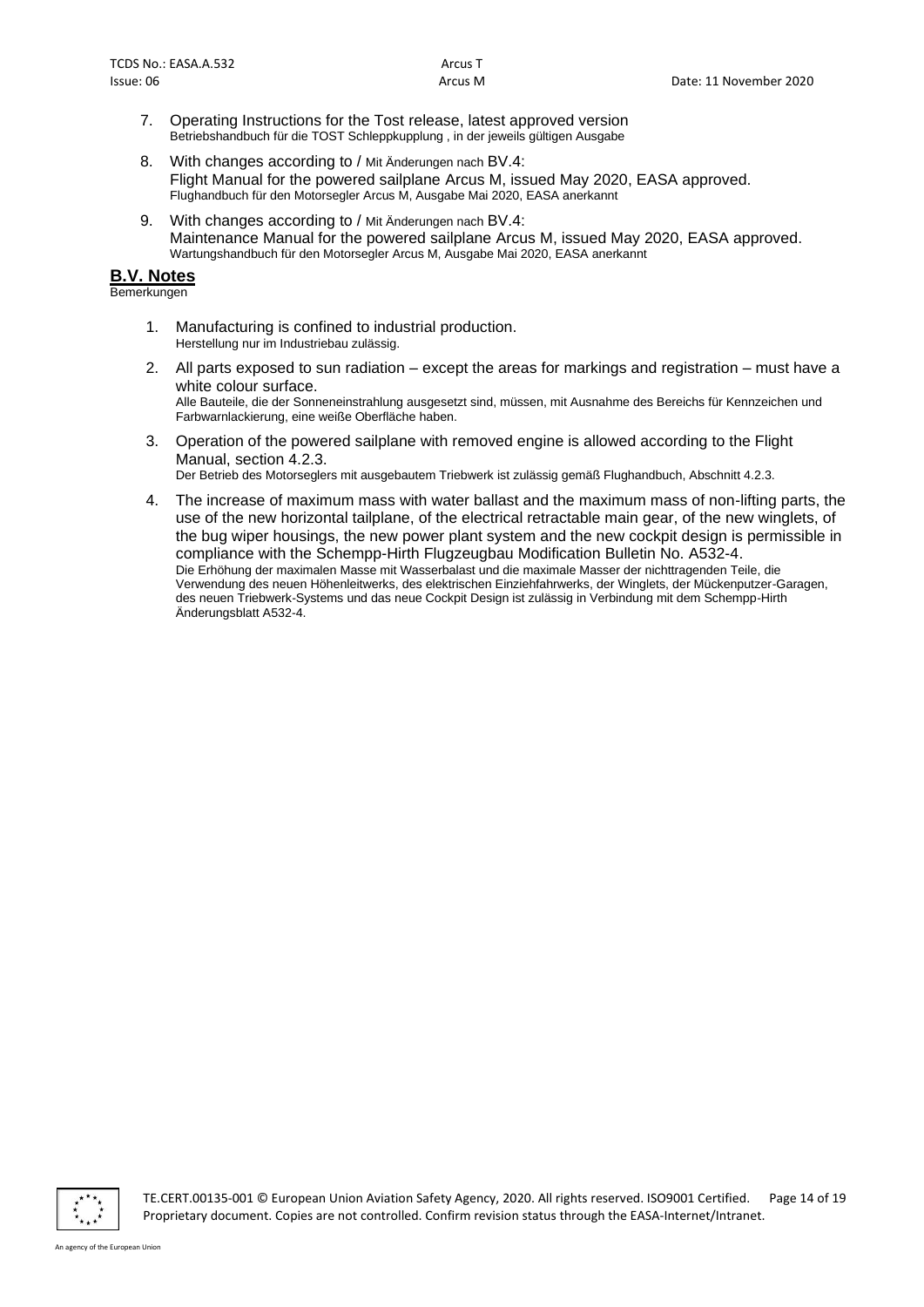7. Operating Instructions for the Tost release, latest approved version
   Betriebshandbuch für die TOST Schleppkupplung , in der jeweils gültigen Ausgabe

8. With changes according to / Mit Änderungen nach BV.4:
   Flight Manual for the powered sailplane Arcus M, issued May 2020, EASA approved.
   Flughandbuch für den Motorsegler Arcus M, Ausgabe Mai 2020, EASA anerkannt

9. With changes according to / Mit Änderungen nach BV.4:
   Maintenance Manual for the powered sailplane Arcus M, issued May 2020, EASA approved.
   Wartungshandbuch für den Motorsegler Arcus M, Ausgabe Mai 2020, EASA anerkannt

## B.V. Notes

Bemerkungen

1. Manufacturing is confined to industrial production.
   Herstellung nur im Industriebau zulässig.

2. All parts exposed to sun radiation – except the areas for markings and registration – must have a white colour surface.
   Alle Bauteile, die der Sonneneinstrahlung ausgesetzt sind, müssen, mit Ausnahme des Bereichs für Kennzeichen und Farbwarnlackierung, eine weiße Oberfläche haben.

3. Operation of the powered sailplane with removed engine is allowed according to the Flight Manual, section 4.2.3.
   Der Betrieb des Motorseglers mit ausgebautem Triebwerk ist zulässig gemäß Flughandbuch, Abschnitt 4.2.3.

4. The increase of maximum mass with water ballast and the maximum mass of non-lifting parts, the use of the new horizontal tailplane, of the electrical retractable main gear, of the new winglets, of the bug wiper housings, the new power plant system and the new cockpit design is permissible in compliance with the Schempp-Hirth Flugzeugbau Modification Bulletin No. A532-4.
   Die Erhöhung der maximalen Masse mit Wasserbalast und die maximale Masser der nichttragenden Teile, die Verwendung des neuen Höhenleitwerks, des elektrischen Einziehfahrwerks, der Winglets, der Mückenputzer-Garagen, des neuen Triebwerk-Systems und das neue Cockpit Design ist zulässig in Verbindung mit dem Schempp-Hirth Änderungsblatt A532-4.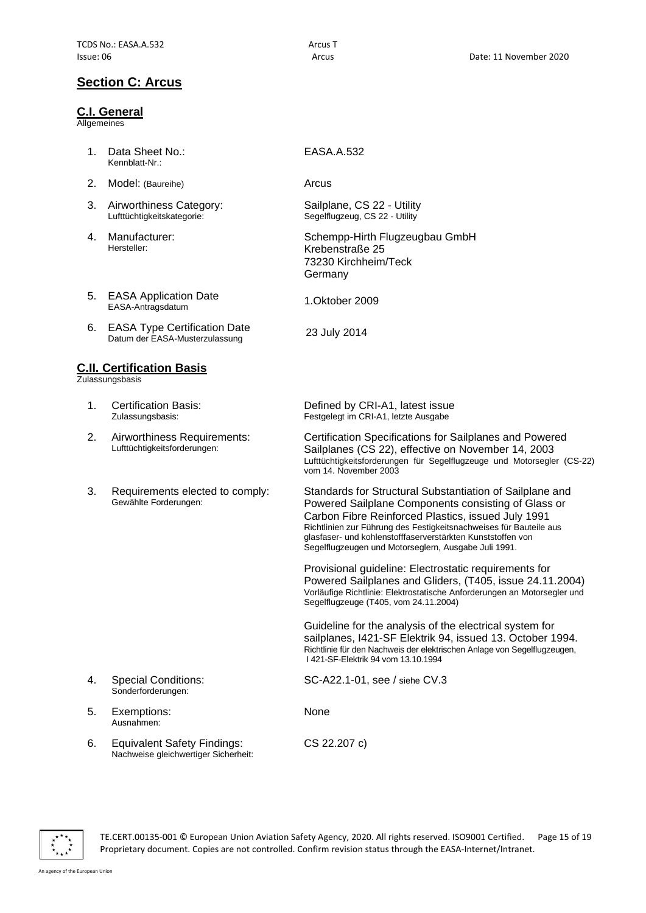## Section C: Arcus

### C.I. General

Allgemeines

| | | |
|---|---|---|
| 1. | Data Sheet No.:<br>Kennblatt-Nr.: | EASA.A.532 |
| 2. | Model: (Baureihe) | Arcus |
| 3. | Airworthiness Category:<br>Lufttüchtigkeitskategorie: | Sailplane, CS 22 - Utility<br>Segelflugzeug, CS 22 - Utility |
| 4. | Manufacturer:<br>Hersteller: | Schempp-Hirth Flugzeugbau GmbH<br>Krebenstraße 25<br>73230 Kirchheim/Teck<br>Germany |
| 5. | EASA Application Date<br>EASA-Antragsdatum | 1.Oktober 2009 |
| 6. | EASA Type Certification Date<br>Datum der EASA-Musterzulassung | 23 July 2014 |

### C.II. Certification Basis

Zulassungsbasis

| | | |
|---|---|---|
| 1. | Certification Basis:<br>Zulassungsbasis: | Defined by CRI-A1, latest issue<br>Festgelegt im CRI-A1, letzte Ausgabe |
| 2. | Airworthiness Requirements:<br>Lufttüchtigkeitsforderungen: | Certification Specifications for Sailplanes and Powered Sailplanes (CS 22), effective on November 14, 2003<br>Lufttüchtigkeitsforderungen für Segelflugzeuge und Motorsegler (CS-22) vom 14. November 2003 |
| 3. | Requirements elected to comply:<br>Gewählte Forderungen: | Standards for Structural Substantiation of Sailplane and Powered Sailplane Components consisting of Glass or Carbon Fibre Reinforced Plastics, issued July 1991<br>Richtlinien zur Führung des Festigkeitsnachweises für Bauteile aus glasfaser- und kohlenstofffaserverstärkten Kunststoffen von Segelflugzeugen und Motorseglern, Ausgabe Juli 1991.<br><br>Provisional guideline: Electrostatic requirements for Powered Sailplanes and Gliders, (T405, issue 24.11.2004)<br>Vorläufige Richtlinie: Elektrostatische Anforderungen an Motorsegler und Segelflugzeuge (T405, vom 24.11.2004)<br><br>Guideline for the analysis of the electrical system for sailplanes, I421-SF Elektrik 94, issued 13. October 1994.<br>Richtlinie für den Nachweis der elektrischen Anlage von Segelflugzeugen, I 421-SF-Elektrik 94 vom 13.10.1994 |
| 4. | Special Conditions:<br>Sonderforderungen: | SC-A22.1-01, see / siehe CV.3 |
| 5. | Exemptions:<br>Ausnahmen: | None |
| 6. | Equivalent Safety Findings:<br>Nachweise gleichwertiger Sicherheit: | CS 22.207 c) |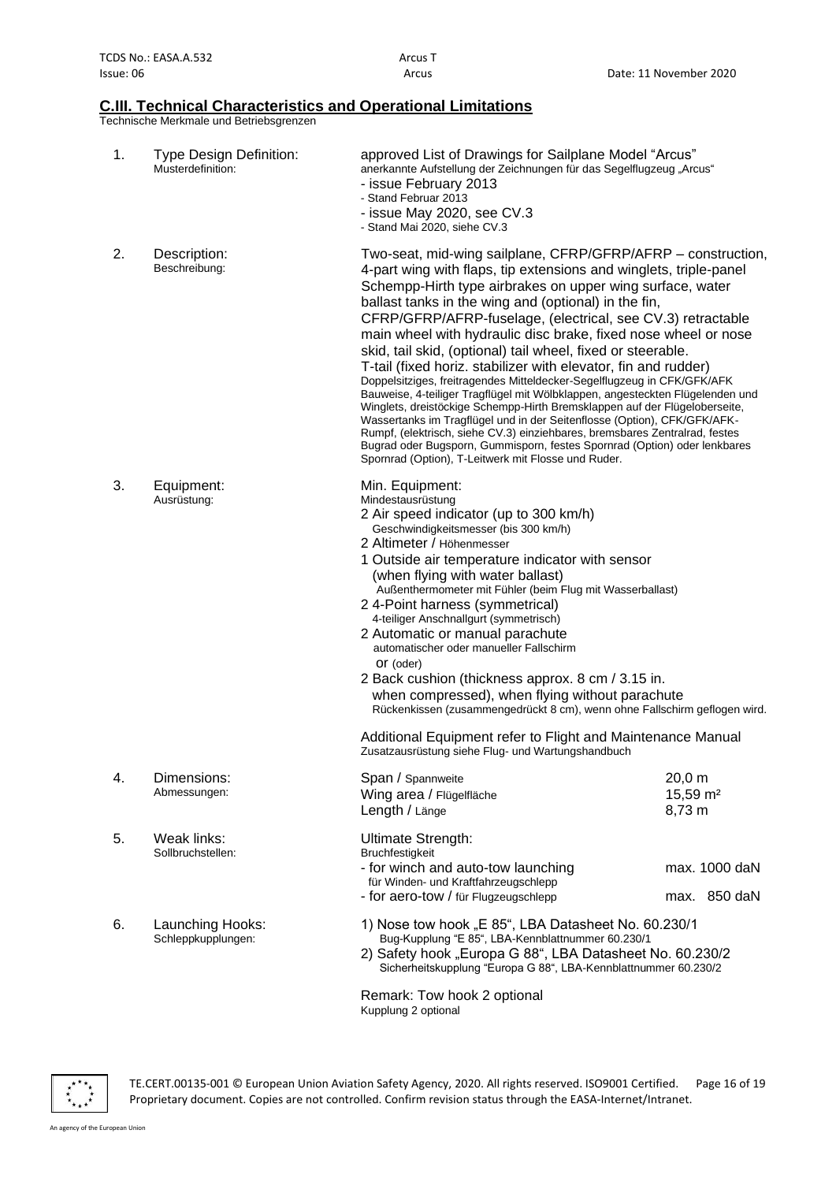## C.III. Technical Characteristics and Operational Limitations

Technische Merkmale und Betriebsgrenzen

| | | |
|---|---|---|
| 1. | Type Design Definition:<br>Musterdefinition: | approved List of Drawings for Sailplane Model "Arcus"<br>anerkannte Aufstellung der Zeichnungen für das Segelflugzeug „Arcus"<br>- issue February 2013<br>- Stand Februar 2013<br>- issue May 2020, see CV.3<br>- Stand Mai 2020, siehe CV.3 |
| 2. | Description:<br>Beschreibung: | Two-seat, mid-wing sailplane, CFRP/GFRP/AFRP – construction, 4-part wing with flaps, tip extensions and winglets, triple-panel Schempp-Hirth type airbrakes on upper wing surface, water ballast tanks in the wing and (optional) in the fin, CFRP/GFRP/AFRP-fuselage, (electrical, see CV.3) retractable main wheel with hydraulic disc brake, fixed nose wheel or nose skid, tail skid, (optional) tail wheel, fixed or steerable. T-tail (fixed horiz. stabilizer with elevator, fin and rudder)<br>Doppelsitziges, freitragendes Mitteldecker-Segelflugzeug in CFK/GFK/AFK Bauweise, 4-teiliger Tragflügel mit Wölbklappen, angesteckten Flügelenden und Winglets, dreistöckige Schempp-Hirth Bremsklappen auf der Flügeloberseite, Wassertanks im Tragflügel und in der Seitenflosse (Option), CFK/GFK/AFK-Rumpf, (elektrisch, siehe CV.3) einziehbares, bremsbares Zentralrad, festes Bugrad oder Bugsporn, Gummisporn, festes Spornrad (Option) oder lenkbares Spornrad (Option), T-Leitwerk mit Flosse und Ruder. |
| 3. | Equipment:<br>Ausrüstung: | Min. Equipment:<br>Mindestausrüstung<br>2 Air speed indicator (up to 300 km/h)<br>Geschwindigkeitsmesser (bis 300 km/h)<br>2 Altimeter / Höhenmesser<br>1 Outside air temperature indicator with sensor (when flying with water ballast)<br>Außenthermometer mit Fühler (beim Flug mit Wasserballast)<br>2 4-Point harness (symmetrical)<br>4-teiliger Anschnallgurt (symmetrisch)<br>2 Automatic or manual parachute<br>automatischer oder manueller Fallschirm<br>or (oder)<br>2 Back cushion (thickness approx. 8 cm / 3.15 in. when compressed), when flying without parachute<br>Rückenkissen (zusammengedrückt 8 cm), wenn ohne Fallschirm geflogen wird.<br><br>Additional Equipment refer to Flight and Maintenance Manual<br>Zusatzausrüstung siehe Flug- und Wartungshandbuch |
| 4. | Dimensions:<br>Abmessungen: | Span / Spannweite: 20,0 m<br>Wing area / Flügelfläche: 15,59 m²<br>Length / Länge: 8,73 m |
| 5. | Weak links:<br>Sollbruchstellen: | Ultimate Strength:<br>Bruchfestigkeit<br>- for winch and auto-tow launching (für Winden- und Kraftfahrzeugschlepp): max. 1000 daN<br>- for aero-tow / für Flugzeugschlepp: max. 850 daN |
| 6. | Launching Hooks:<br>Schleppkupplungen: | 1) Nose tow hook „E 85", LBA Datasheet No. 60.230/1<br>Bug-Kupplung "E 85", LBA-Kennblattnummer 60.230/1<br>2) Safety hook „Europa G 88", LBA Datasheet No. 60.230/2<br>Sicherheitskupplung "Europa G 88", LBA-Kennblattnummer 60.230/2<br><br>Remark: Tow hook 2 optional<br>Kupplung 2 optional |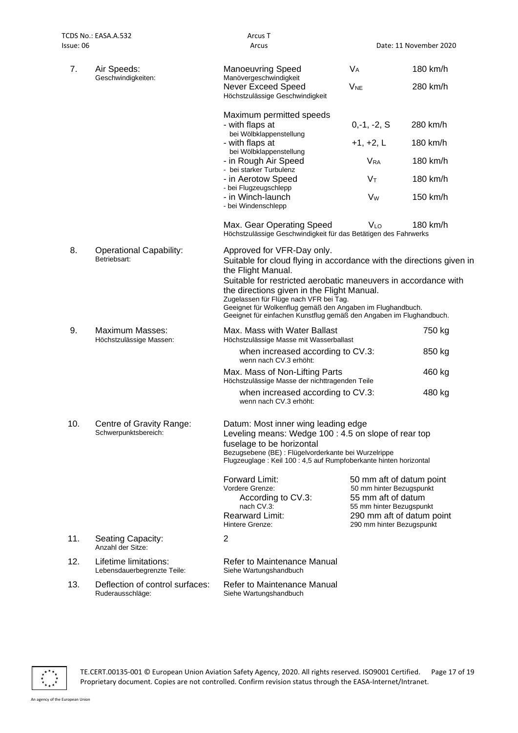| | | | | |
|---|---|---|---|---|
| 7. | Air Speeds:<br>Geschwindigkeiten: | Manoeuvring Speed<br>Manövergeschwindigkeit | $V_A$ | 180 km/h |
| | | Never Exceed Speed<br>Höchstzulässige Geschwindigkeit | $V_{NE}$ | 280 km/h |
| | | Maximum permitted speeds | | |
| | | - with flaps at<br>bei Wölbklappenstellung | 0,-1, -2, S | 280 km/h |
| | | - with flaps at<br>bei Wölbklappenstellung | +1, +2, L | 180 km/h |
| | | - in Rough Air Speed<br>- bei starker Turbulenz | $V_{RA}$ | 180 km/h |
| | | - in Aerotow Speed<br>- bei Flugzeugschlepp | $V_T$ | 180 km/h |
| | | - in Winch-launch<br>- bei Windenschlepp | $V_W$ | 150 km/h |
| | | Max. Gear Operating Speed<br>Höchstzulässige Geschwindigkeit für das Betätigen des Fahrwerks | $V_{LO}$ | 180 km/h |

**8. Operational Capability:**
Betriebsart:

Approved for VFR-Day only.
Suitable for cloud flying in accordance with the directions given in the Flight Manual.
Suitable for restricted aerobatic maneuvers in accordance with the directions given in the Flight Manual.
Zugelassen für Flüge nach VFR bei Tag.
Geeignet für Wolkenflug gemäß den Angaben im Flughandbuch.
Geeignet für einfachen Kunstflug gemäß den Angaben im Flughandbuch.

**9. Maximum Masses:**
Höchstzulässige Massen:

| | |
|---|---|
| Max. Mass with Water Ballast<br>Höchstzulässige Masse mit Wasserballast | 750 kg |
| when increased according to CV.3:<br>wenn nach CV.3 erhöht: | 850 kg |
| Max. Mass of Non-Lifting Parts<br>Höchstzulässige Masse der nichttragenden Teile | 460 kg |
| when increased according to CV.3:<br>wenn nach CV.3 erhöht: | 480 kg |

**10. Centre of Gravity Range:**
Schwerpunktsbereich:

Datum: Most inner wing leading edge
Leveling means: Wedge 100 : 4.5 on slope of rear top fuselage to be horizontal
Bezugsebene (BE) : Flügelvorderkante bei Wurzelrippe
Flugzeuglage : Keil 100 : 4,5 auf Rumpfoberkante hinten horizontal

| | |
|---|---|
| Forward Limit:<br>Vordere Grenze: | 50 mm aft of datum point<br>50 mm hinter Bezugspunkt |
| According to CV.3:<br>nach CV.3: | 55 mm aft of datum<br>55 mm hinter Bezugspunkt |
| Rearward Limit:<br>Hintere Grenze: | 290 mm aft of datum point<br>290 mm hinter Bezugspunkt |

**11. Seating Capacity:**
Anzahl der Sitze:

2

**12. Lifetime limitations:**
Lebensdauerbegrenzte Teile:

Refer to Maintenance Manual
Siehe Wartungshandbuch

**13. Deflection of control surfaces:**
Ruderausschläge:

Refer to Maintenance Manual
Siehe Wartungshandbuch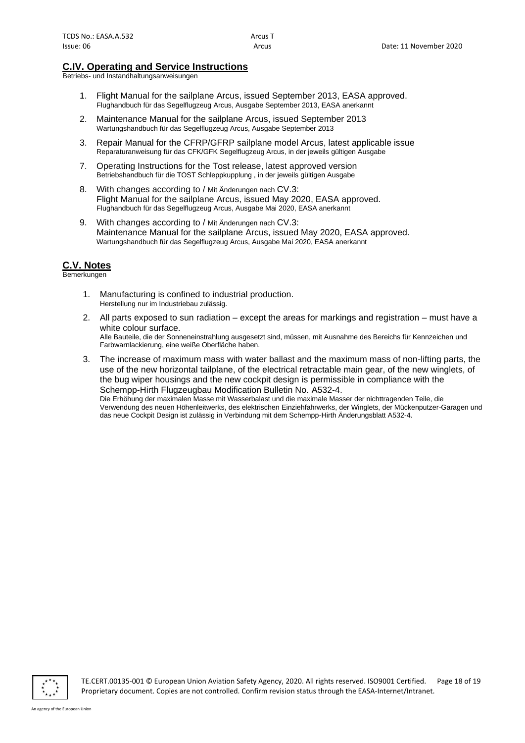## C.IV. Operating and Service Instructions

Betriebs- und Instandhaltungsanweisungen

1. Flight Manual for the sailplane Arcus, issued September 2013, EASA approved.
   Flughandbuch für das Segelflugzeug Arcus, Ausgabe September 2013, EASA anerkannt
2. Maintenance Manual for the sailplane Arcus, issued September 2013
   Wartungshandbuch für das Segelflugzeug Arcus, Ausgabe September 2013
3. Repair Manual for the CFRP/GFRP sailplane model Arcus, latest applicable issue
   Reparaturanweisung für das CFK/GFK Segelflugzeug Arcus, in der jeweils gültigen Ausgabe

7. Operating Instructions for the Tost release, latest approved version
   Betriebshandbuch für die TOST Schleppkupplung , in der jeweils gültigen Ausgabe
8. With changes according to / Mit Änderungen nach CV.3:
   Flight Manual for the sailplane Arcus, issued May 2020, EASA approved.
   Flughandbuch für das Segelflugzeug Arcus, Ausgabe Mai 2020, EASA anerkannt
9. With changes according to / Mit Änderungen nach CV.3:
   Maintenance Manual for the sailplane Arcus, issued May 2020, EASA approved.
   Wartungshandbuch für das Segelflugzeug Arcus, Ausgabe Mai 2020, EASA anerkannt

## C.V. Notes

Bemerkungen

1. Manufacturing is confined to industrial production.
   Herstellung nur im Industriebau zulässig.
2. All parts exposed to sun radiation – except the areas for markings and registration – must have a white colour surface.
   Alle Bauteile, die der Sonneneinstrahlung ausgesetzt sind, müssen, mit Ausnahme des Bereichs für Kennzeichen und Farbwarnlackierung, eine weiße Oberfläche haben.
3. The increase of maximum mass with water ballast and the maximum mass of non-lifting parts, the use of the new horizontal tailplane, of the electrical retractable main gear, of the new winglets, of the bug wiper housings and the new cockpit design is permissible in compliance with the Schempp-Hirth Flugzeugbau Modification Bulletin No. A532-4.
   Die Erhöhung der maximalen Masse mit Wasserbalast und die maximale Masser der nichttragenden Teile, die Verwendung des neuen Höhenleitwerks, des elektrischen Einziehfahrwerks, der Winglets, der Mückenputzer-Garagen und das neue Cockpit Design ist zulässig in Verbindung mit dem Schempp-Hirth Änderungsblatt A532-4.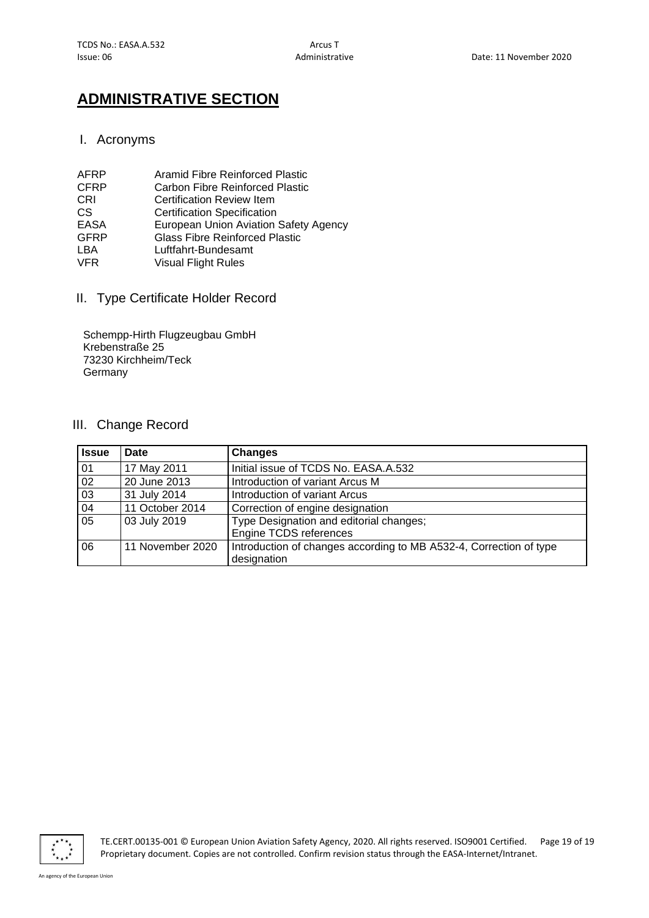# ADMINISTRATIVE SECTION

## I. Acronyms

| | |
|---|---|
| AFRP | Aramid Fibre Reinforced Plastic |
| CFRP | Carbon Fibre Reinforced Plastic |
| CRI | Certification Review Item |
| CS | Certification Specification |
| EASA | European Union Aviation Safety Agency |
| GFRP | Glass Fibre Reinforced Plastic |
| LBA | Luftfahrt-Bundesamt |
| VFR | Visual Flight Rules |

## II. Type Certificate Holder Record

Schempp-Hirth Flugzeugbau GmbH
Krebenstraße 25
73230 Kirchheim/Teck
Germany

## III. Change Record

| Issue | Date | Changes |
|---|---|---|
| 01 | 17 May 2011 | Initial issue of TCDS No. EASA.A.532 |
| 02 | 20 June 2013 | Introduction of variant Arcus M |
| 03 | 31 July 2014 | Introduction of variant Arcus |
| 04 | 11 October 2014 | Correction of engine designation |
| 05 | 03 July 2019 | Type Designation and editorial changes; Engine TCDS references |
| 06 | 11 November 2020 | Introduction of changes according to MB A532-4, Correction of type designation |